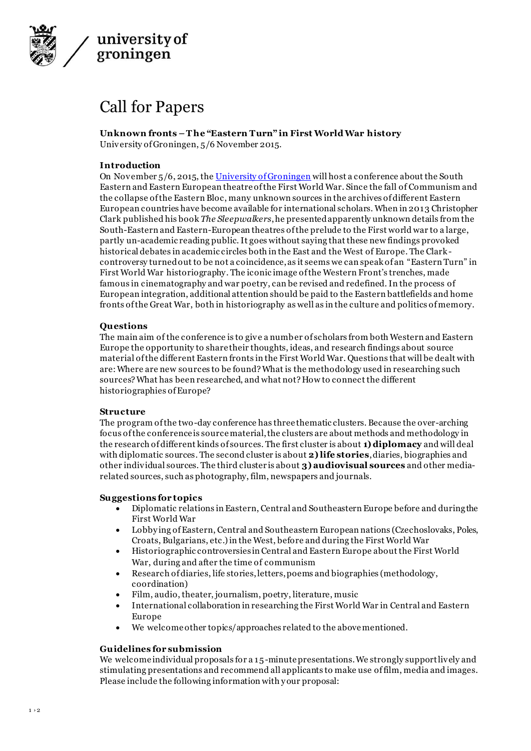university of groningen

# Call for Papers

**Unknown fronts – The "Eastern Turn" in First World War history**
University of Groningen, 5/6 November 2015.

### Introduction

On November 5/6, 2015, the [University of Groningen] will host a conference about the South Eastern and Eastern European theatre of the First World War. Since the fall of Communism and the collapse of the Eastern Bloc, many unknown sources in the archives of different Eastern European countries have become available for international scholars. When in 2013 Christopher Clark published his book *The Sleepwalkers*, he presented apparently unknown details from the South-Eastern and Eastern-European theatres of the prelude to the First world war to a large, partly un-academic reading public. It goes without saying that these new findings provoked historical debates in academic circles both in the East and the West of Europe. The Clark-controversy turned out to be not a coincidence, as it seems we can speak of an "Eastern Turn" in First World War historiography. The iconic image of the Western Front's trenches, made famous in cinematography and war poetry, can be revised and redefined. In the process of European integration, additional attention should be paid to the Eastern battlefields and home fronts of the Great War, both in historiography as well as in the culture and politics of memory.

### Questions

The main aim of the conference is to give a number of scholars from both Western and Eastern Europe the opportunity to share their thoughts, ideas, and research findings about source material of the different Eastern fronts in the First World War. Questions that will be dealt with are: Where are new sources to be found? What is the methodology used in researching such sources? What has been researched, and what not? How to connect the different historiographies of Europe?

### Structure

The program of the two-day conference has three thematic clusters. Because the over-arching focus of the conference is source material, the clusters are about methods and methodology in the research of different kinds of sources. The first cluster is about **1) diplomacy** and will deal with diplomatic sources. The second cluster is about **2) life stories**, diaries, biographies and other individual sources. The third cluster is about **3) audiovisual sources** and other media-related sources, such as photography, film, newspapers and journals.

### Suggestions for topics

- Diplomatic relations in Eastern, Central and Southeastern Europe before and during the First World War
- Lobbying of Eastern, Central and Southeastern European nations (Czechoslovaks, Poles, Croats, Bulgarians, etc.) in the West, before and during the First World War
- Historiographic controversies in Central and Eastern Europe about the First World War, during and after the time of communism
- Research of diaries, life stories, letters, poems and biographies (methodology, coordination)
- Film, audio, theater, journalism, poetry, literature, music
- International collaboration in researching the First World War in Central and Eastern Europe
- We welcome other topics/approaches related to the above mentioned.

### Guidelines for submission

We welcome individual proposals for a 15-minute presentations. We strongly support lively and stimulating presentations and recommend all applicants to make use of film, media and images. Please include the following information with your proposal: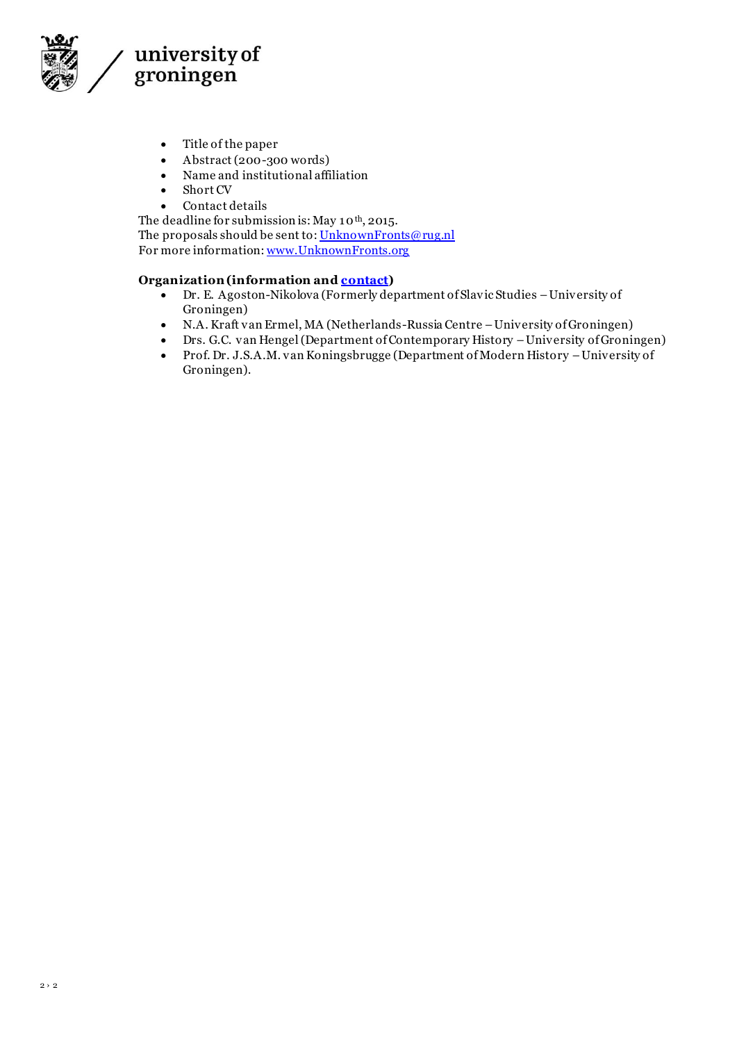- Title of the paper
- Abstract (200-300 words)
- Name and institutional affiliation
- Short CV
- Contact details

The deadline for submission is: May 10th, 2015.
The proposals should be sent to: UnknownFronts@rug.nl
For more information: www.UnknownFronts.org

**Organization (information and contact)**

- Dr. E. Agoston-Nikolova (Formerly department of Slavic Studies – University of Groningen)
- N.A. Kraft van Ermel, MA (Netherlands-Russia Centre – University of Groningen)
- Drs. G.C. van Hengel (Department of Contemporary History – University of Groningen)
- Prof. Dr. J.S.A.M. van Koningsbrugge (Department of Modern History – University of Groningen).